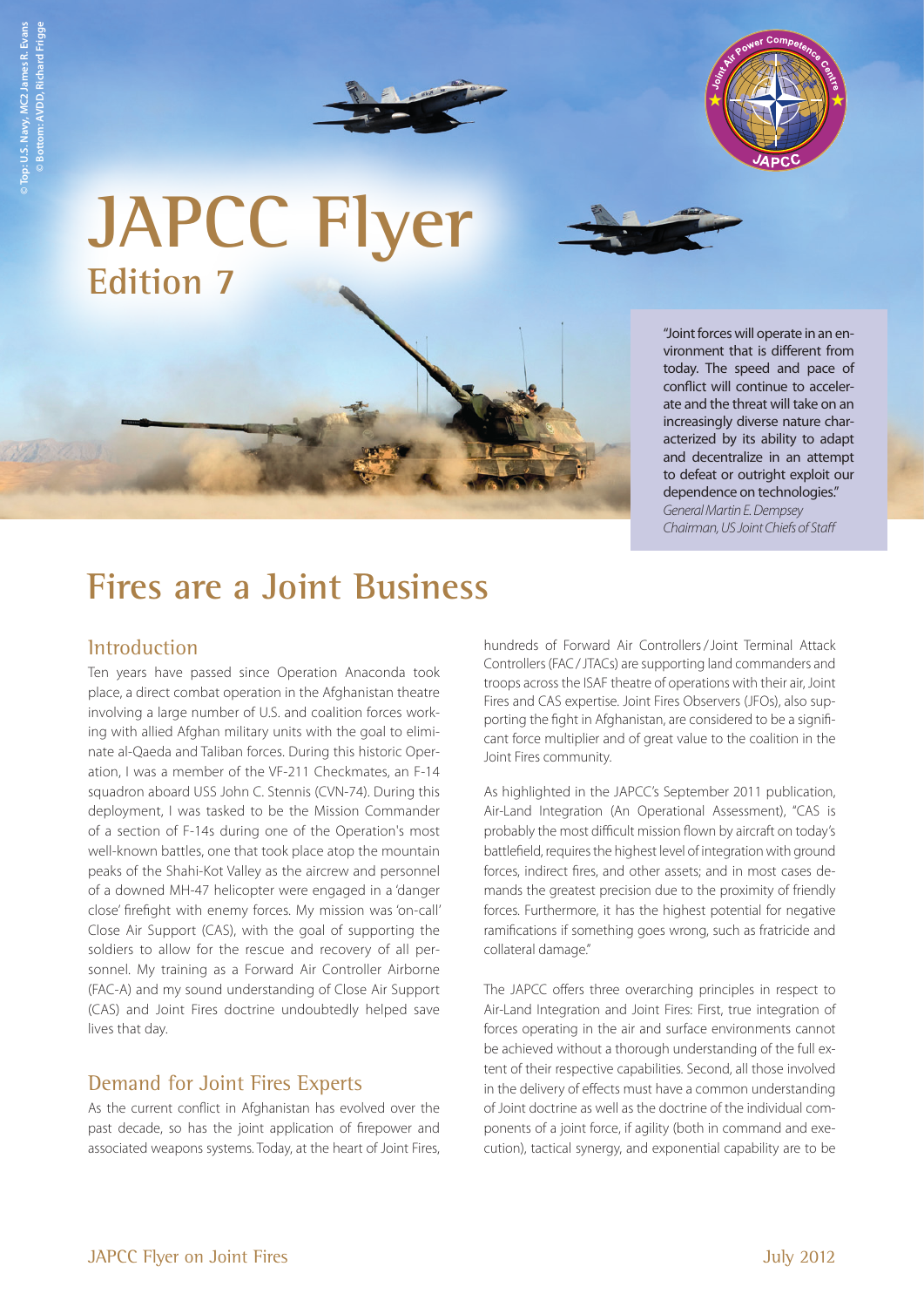© Top: U.S. Navy, MC2 James R. Evans
© Bottom: AVDD, Richard Frigge

# JAPCC Flyer

## Edition 7

"Joint forces will operate in an environment that is different from today. The speed and pace of conflict will continue to accelerate and the threat will take on an increasingly diverse nature characterized by its ability to adapt and decentralize in an attempt to defeat or outright exploit our dependence on technologies."
*General Martin E. Dempsey*
*Chairman, US Joint Chiefs of Staff*

# Fires are a Joint Business

## Introduction

Ten years have passed since Operation Anaconda took place, a direct combat operation in the Afghanistan theatre involving a large number of U.S. and coalition forces working with allied Afghan military units with the goal to eliminate al-Qaeda and Taliban forces. During this historic Operation, I was a member of the VF-211 Checkmates, an F-14 squadron aboard USS John C. Stennis (CVN-74). During this deployment, I was tasked to be the Mission Commander of a section of F-14s during one of the Operation's most well-known battles, one that took place atop the mountain peaks of the Shahi-Kot Valley as the aircrew and personnel of a downed MH-47 helicopter were engaged in a 'danger close' firefight with enemy forces. My mission was 'on-call' Close Air Support (CAS), with the goal of supporting the soldiers to allow for the rescue and recovery of all personnel. My training as a Forward Air Controller Airborne (FAC-A) and my sound understanding of Close Air Support (CAS) and Joint Fires doctrine undoubtedly helped save lives that day.

## Demand for Joint Fires Experts

As the current conflict in Afghanistan has evolved over the past decade, so has the joint application of firepower and associated weapons systems. Today, at the heart of Joint Fires, hundreds of Forward Air Controllers / Joint Terminal Attack Controllers (FAC / JTACs) are supporting land commanders and troops across the ISAF theatre of operations with their air, Joint Fires and CAS expertise. Joint Fires Observers (JFOs), also supporting the fight in Afghanistan, are considered to be a significant force multiplier and of great value to the coalition in the Joint Fires community.

As highlighted in the JAPCC's September 2011 publication, Air-Land Integration (An Operational Assessment), "CAS is probably the most difficult mission flown by aircraft on today's battlefield, requires the highest level of integration with ground forces, indirect fires, and other assets; and in most cases demands the greatest precision due to the proximity of friendly forces. Furthermore, it has the highest potential for negative ramifications if something goes wrong, such as fratricide and collateral damage."

The JAPCC offers three overarching principles in respect to Air-Land Integration and Joint Fires: First, true integration of forces operating in the air and surface environments cannot be achieved without a thorough understanding of the full extent of their respective capabilities. Second, all those involved in the delivery of effects must have a common understanding of Joint doctrine as well as the doctrine of the individual components of a joint force, if agility (both in command and execution), tactical synergy, and exponential capability are to be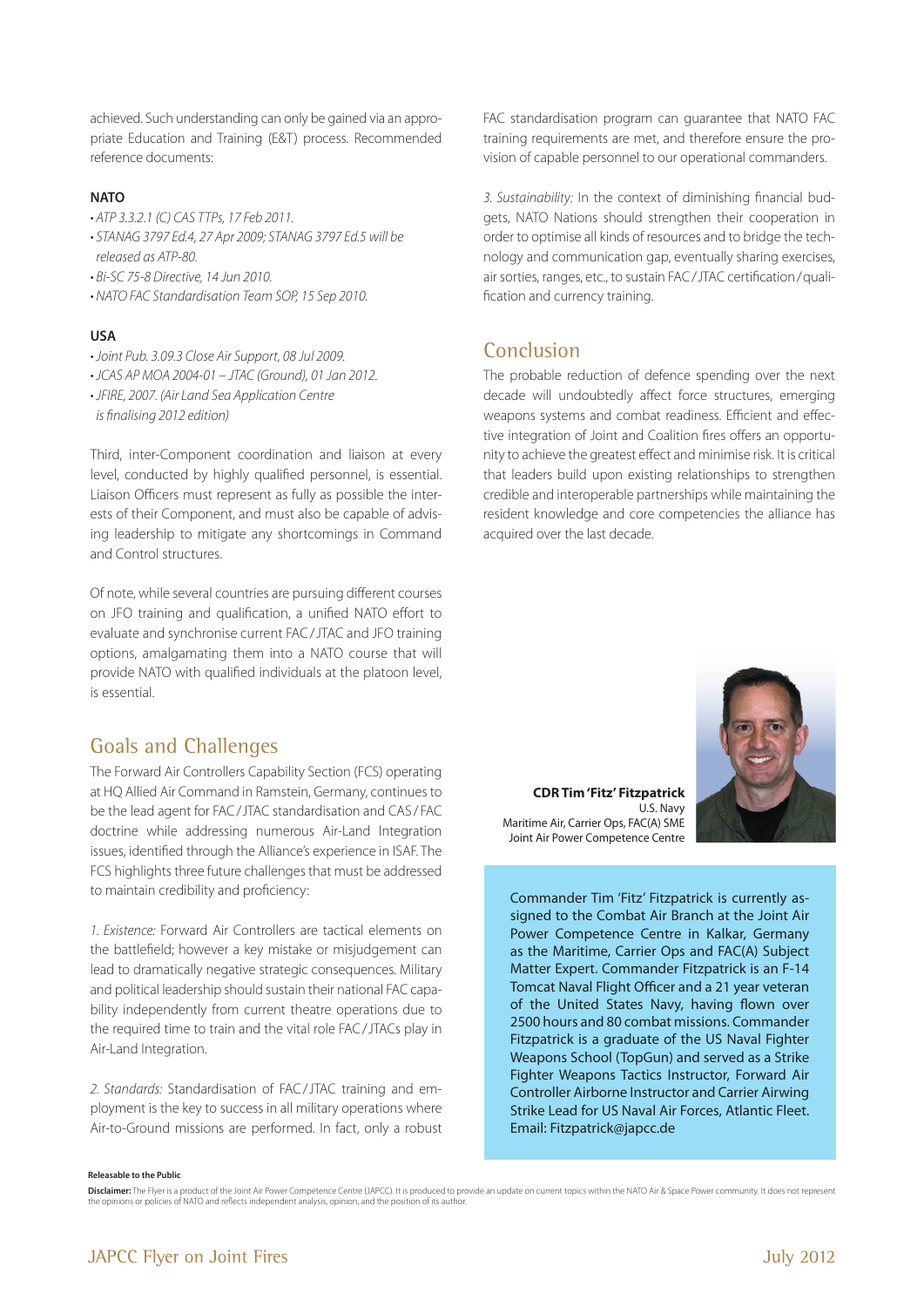achieved. Such understanding can only be gained via an appropriate Education and Training (E&T) process. Recommended reference documents:

**NATO**

- *ATP 3.3.2.1 (C) CAS TTPs, 17 Feb 2011.*
- *STANAG 3797 Ed.4, 27 Apr 2009; STANAG 3797 Ed.5 will be released as ATP-80.*
- *Bi-SC 75-8 Directive, 14 Jun 2010.*
- *NATO FAC Standardisation Team SOP, 15 Sep 2010.*

**USA**

- *Joint Pub. 3.09.3 Close Air Support, 08 Jul 2009.*
- *JCAS AP MOA 2004-01 – JTAC (Ground), 01 Jan 2012.*
- *JFIRE, 2007. (Air Land Sea Application Centre is finalising 2012 edition)*

Third, inter-Component coordination and liaison at every level, conducted by highly qualified personnel, is essential. Liaison Officers must represent as fully as possible the interests of their Component, and must also be capable of advising leadership to mitigate any shortcomings in Command and Control structures.

Of note, while several countries are pursuing different courses on JFO training and qualification, a unified NATO effort to evaluate and synchronise current FAC/JTAC and JFO training options, amalgamating them into a NATO course that will provide NATO with qualified individuals at the platoon level, is essential.

## Goals and Challenges

The Forward Air Controllers Capability Section (FCS) operating at HQ Allied Air Command in Ramstein, Germany, continues to be the lead agent for FAC/JTAC standardisation and CAS/FAC doctrine while addressing numerous Air-Land Integration issues, identified through the Alliance's experience in ISAF. The FCS highlights three future challenges that must be addressed to maintain credibility and proficiency:

*1. Existence:* Forward Air Controllers are tactical elements on the battlefield; however a key mistake or misjudgement can lead to dramatically negative strategic consequences. Military and political leadership should sustain their national FAC capability independently from current theatre operations due to the required time to train and the vital role FAC/JTACs play in Air-Land Integration.

*2. Standards:* Standardisation of FAC/JTAC training and employment is the key to success in all military operations where Air-to-Ground missions are performed. In fact, only a robust FAC standardisation program can guarantee that NATO FAC training requirements are met, and therefore ensure the provision of capable personnel to our operational commanders.

*3. Sustainability:* In the context of diminishing financial budgets, NATO Nations should strengthen their cooperation in order to optimise all kinds of resources and to bridge the technology and communication gap, eventually sharing exercises, air sorties, ranges, etc., to sustain FAC/JTAC certification/qualification and currency training.

## Conclusion

The probable reduction of defence spending over the next decade will undoubtedly affect force structures, emerging weapons systems and combat readiness. Efficient and effective integration of Joint and Coalition fires offers an opportunity to achieve the greatest effect and minimise risk. It is critical that leaders build upon existing relationships to strengthen credible and interoperable partnerships while maintaining the resident knowledge and core competencies the alliance has acquired over the last decade.

**CDR Tim 'Fitz' Fitzpatrick**
U.S. Navy
Maritime Air, Carrier Ops, FAC(A) SME
Joint Air Power Competence Centre

Commander Tim 'Fitz' Fitzpatrick is currently assigned to the Combat Air Branch at the Joint Air Power Competence Centre in Kalkar, Germany as the Maritime, Carrier Ops and FAC(A) Subject Matter Expert. Commander Fitzpatrick is an F-14 Tomcat Naval Flight Officer and a 21 year veteran of the United States Navy, having flown over 2500 hours and 80 combat missions. Commander Fitzpatrick is a graduate of the US Naval Fighter Weapons School (TopGun) and served as a Strike Fighter Weapons Tactics Instructor, Forward Air Controller Airborne Instructor and Carrier Airwing Strike Lead for US Naval Air Forces, Atlantic Fleet. Email: Fitzpatrick@japcc.de

**Releasable to the Public**

**Disclaimer:** The Flyer is a product of the Joint Air Power Competence Centre (JAPCC). It is produced to provide an update on current topics within the NATO Air & Space Power community. It does not represent the opinions or policies of NATO and reflects independent analysis, opinion, and the position of its author.